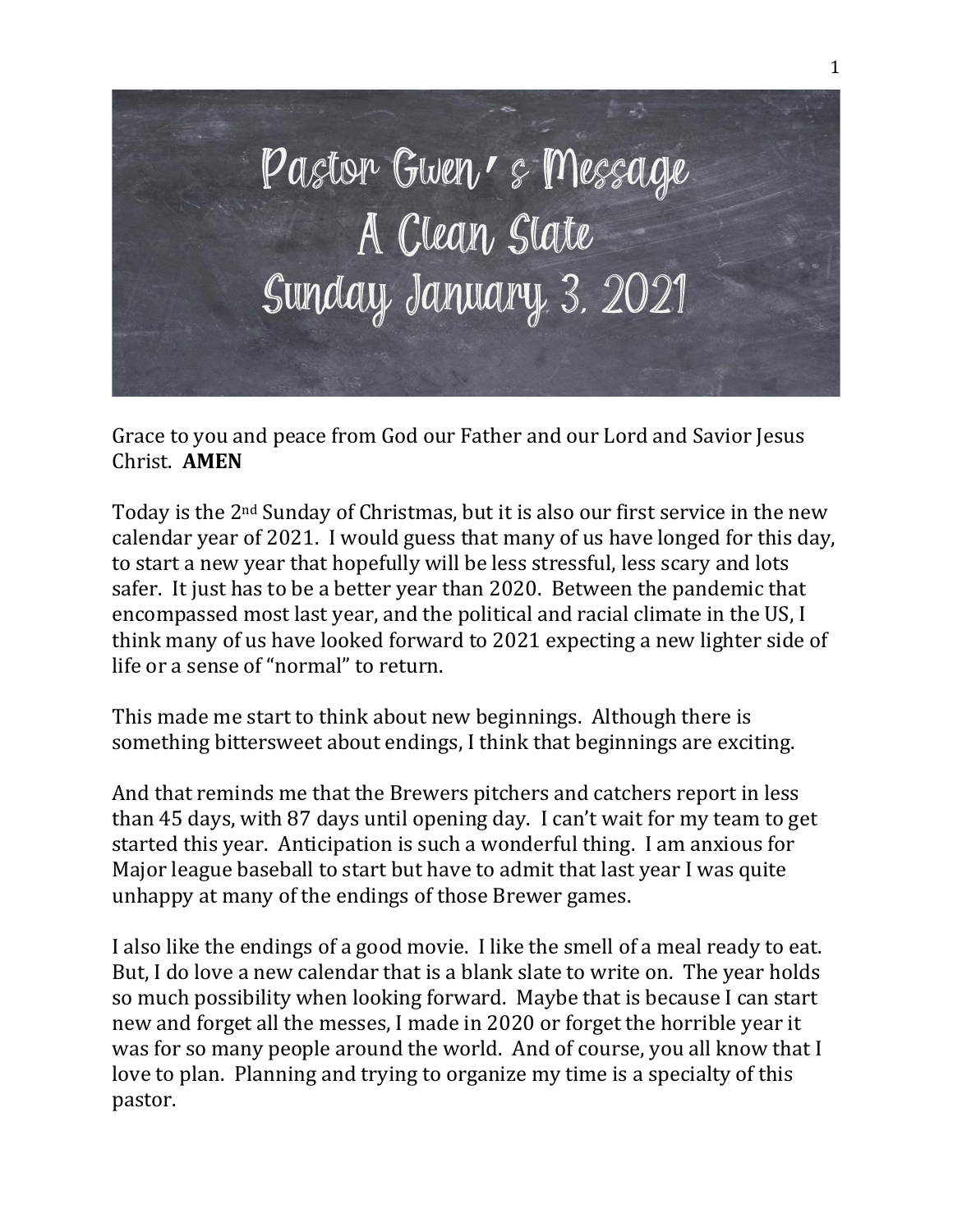# Pastor Gwen's Message
# A Clean Slate
# Sunday January 3, 2021

Grace to you and peace from God our Father and our Lord and Savior Jesus Christ. **AMEN**

Today is the 2nd Sunday of Christmas, but it is also our first service in the new calendar year of 2021. I would guess that many of us have longed for this day, to start a new year that hopefully will be less stressful, less scary and lots safer. It just has to be a better year than 2020. Between the pandemic that encompassed most last year, and the political and racial climate in the US, I think many of us have looked forward to 2021 expecting a new lighter side of life or a sense of "normal" to return.

This made me start to think about new beginnings. Although there is something bittersweet about endings, I think that beginnings are exciting.

And that reminds me that the Brewers pitchers and catchers report in less than 45 days, with 87 days until opening day. I can't wait for my team to get started this year. Anticipation is such a wonderful thing. I am anxious for Major league baseball to start but have to admit that last year I was quite unhappy at many of the endings of those Brewer games.

I also like the endings of a good movie. I like the smell of a meal ready to eat. But, I do love a new calendar that is a blank slate to write on. The year holds so much possibility when looking forward. Maybe that is because I can start new and forget all the messes, I made in 2020 or forget the horrible year it was for so many people around the world. And of course, you all know that I love to plan. Planning and trying to organize my time is a specialty of this pastor.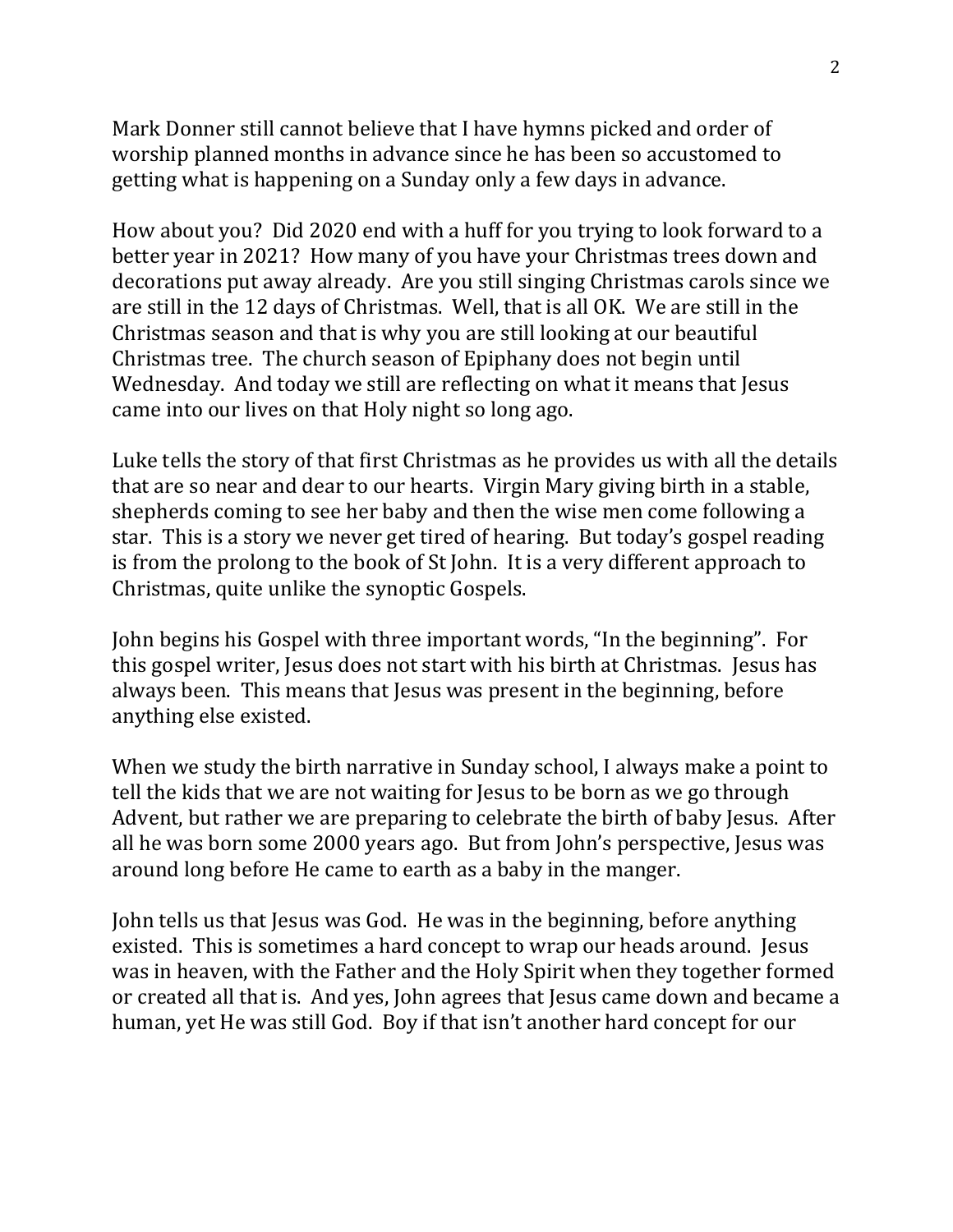Mark Donner still cannot believe that I have hymns picked and order of worship planned months in advance since he has been so accustomed to getting what is happening on a Sunday only a few days in advance.

How about you? Did 2020 end with a huff for you trying to look forward to a better year in 2021? How many of you have your Christmas trees down and decorations put away already. Are you still singing Christmas carols since we are still in the 12 days of Christmas. Well, that is all OK. We are still in the Christmas season and that is why you are still looking at our beautiful Christmas tree. The church season of Epiphany does not begin until Wednesday. And today we still are reflecting on what it means that Jesus came into our lives on that Holy night so long ago.

Luke tells the story of that first Christmas as he provides us with all the details that are so near and dear to our hearts. Virgin Mary giving birth in a stable, shepherds coming to see her baby and then the wise men come following a star. This is a story we never get tired of hearing. But today's gospel reading is from the prolong to the book of St John. It is a very different approach to Christmas, quite unlike the synoptic Gospels.

John begins his Gospel with three important words, "In the beginning". For this gospel writer, Jesus does not start with his birth at Christmas. Jesus has always been. This means that Jesus was present in the beginning, before anything else existed.

When we study the birth narrative in Sunday school, I always make a point to tell the kids that we are not waiting for Jesus to be born as we go through Advent, but rather we are preparing to celebrate the birth of baby Jesus. After all he was born some 2000 years ago. But from John's perspective, Jesus was around long before He came to earth as a baby in the manger.

John tells us that Jesus was God. He was in the beginning, before anything existed. This is sometimes a hard concept to wrap our heads around. Jesus was in heaven, with the Father and the Holy Spirit when they together formed or created all that is. And yes, John agrees that Jesus came down and became a human, yet He was still God. Boy if that isn't another hard concept for our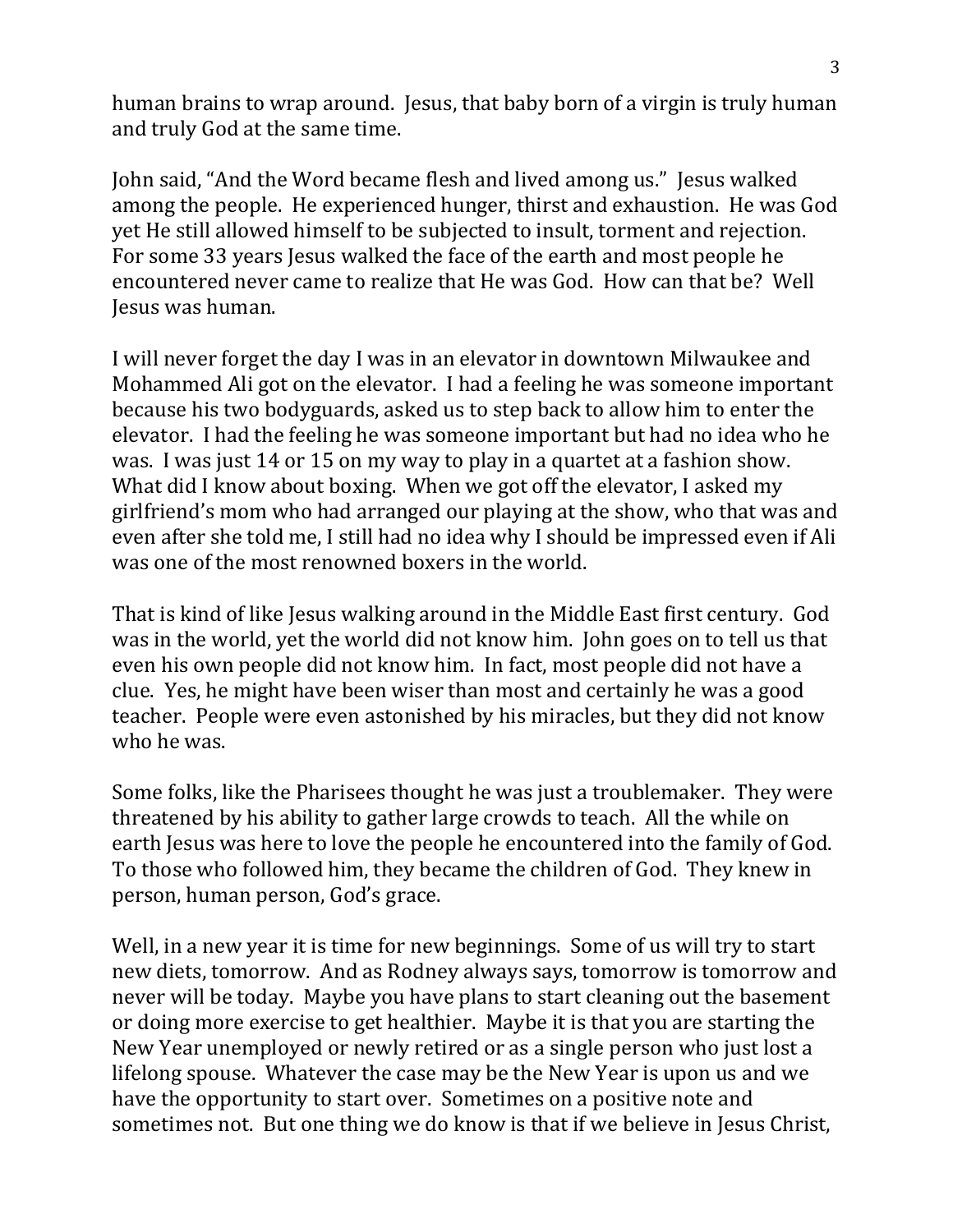human brains to wrap around. Jesus, that baby born of a virgin is truly human and truly God at the same time.

John said, "And the Word became flesh and lived among us." Jesus walked among the people. He experienced hunger, thirst and exhaustion. He was God yet He still allowed himself to be subjected to insult, torment and rejection. For some 33 years Jesus walked the face of the earth and most people he encountered never came to realize that He was God. How can that be? Well Jesus was human.

I will never forget the day I was in an elevator in downtown Milwaukee and Mohammed Ali got on the elevator. I had a feeling he was someone important because his two bodyguards, asked us to step back to allow him to enter the elevator. I had the feeling he was someone important but had no idea who he was. I was just 14 or 15 on my way to play in a quartet at a fashion show. What did I know about boxing. When we got off the elevator, I asked my girlfriend's mom who had arranged our playing at the show, who that was and even after she told me, I still had no idea why I should be impressed even if Ali was one of the most renowned boxers in the world.

That is kind of like Jesus walking around in the Middle East first century. God was in the world, yet the world did not know him. John goes on to tell us that even his own people did not know him. In fact, most people did not have a clue. Yes, he might have been wiser than most and certainly he was a good teacher. People were even astonished by his miracles, but they did not know who he was.

Some folks, like the Pharisees thought he was just a troublemaker. They were threatened by his ability to gather large crowds to teach. All the while on earth Jesus was here to love the people he encountered into the family of God. To those who followed him, they became the children of God. They knew in person, human person, God's grace.

Well, in a new year it is time for new beginnings. Some of us will try to start new diets, tomorrow. And as Rodney always says, tomorrow is tomorrow and never will be today. Maybe you have plans to start cleaning out the basement or doing more exercise to get healthier. Maybe it is that you are starting the New Year unemployed or newly retired or as a single person who just lost a lifelong spouse. Whatever the case may be the New Year is upon us and we have the opportunity to start over. Sometimes on a positive note and sometimes not. But one thing we do know is that if we believe in Jesus Christ,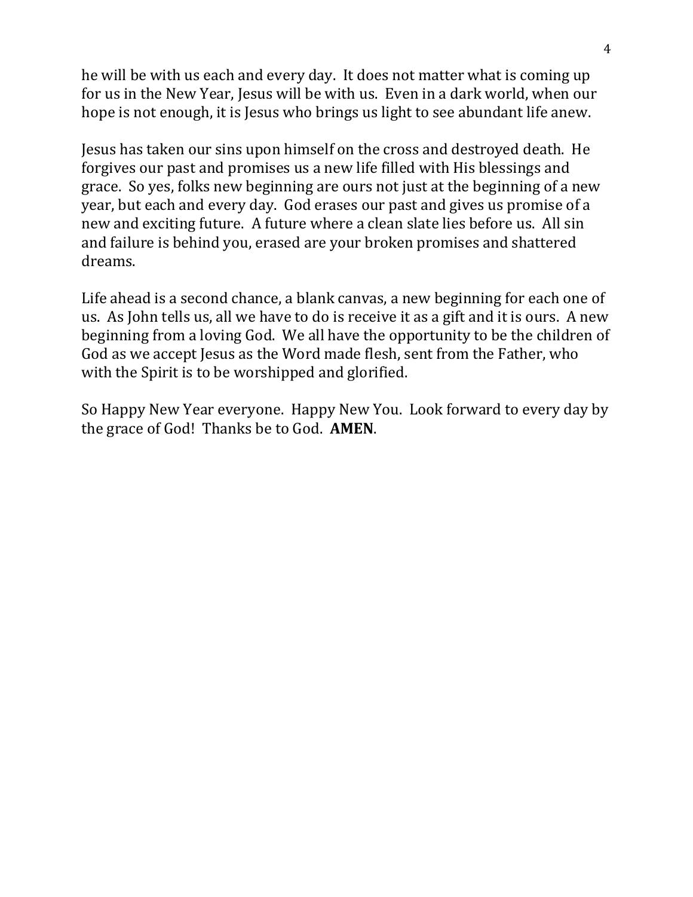he will be with us each and every day. It does not matter what is coming up for us in the New Year, Jesus will be with us. Even in a dark world, when our hope is not enough, it is Jesus who brings us light to see abundant life anew.

Jesus has taken our sins upon himself on the cross and destroyed death. He forgives our past and promises us a new life filled with His blessings and grace. So yes, folks new beginning are ours not just at the beginning of a new year, but each and every day. God erases our past and gives us promise of a new and exciting future. A future where a clean slate lies before us. All sin and failure is behind you, erased are your broken promises and shattered dreams.

Life ahead is a second chance, a blank canvas, a new beginning for each one of us. As John tells us, all we have to do is receive it as a gift and it is ours. A new beginning from a loving God. We all have the opportunity to be the children of God as we accept Jesus as the Word made flesh, sent from the Father, who with the Spirit is to be worshipped and glorified.

So Happy New Year everyone. Happy New You. Look forward to every day by the grace of God! Thanks be to God. **AMEN**.